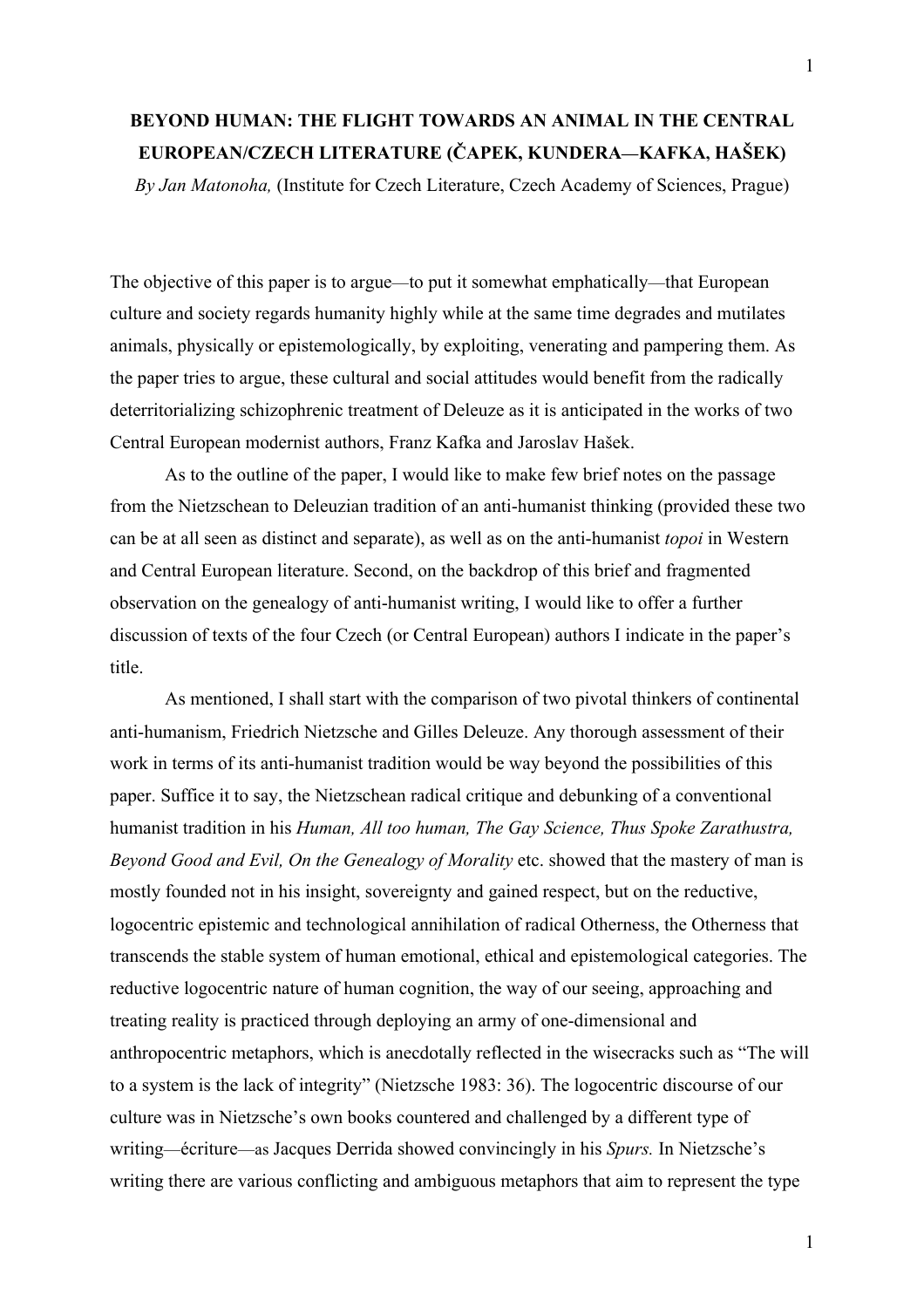# BEYOND HUMAN: THE FLIGHT TOWARDS AN ANIMAL IN THE CENTRAL EUROPEAN/CZECH LITERATURE (ČAPEK, KUNDERA—KAFKA, HAŠEK)

*By Jan Matonoha,* (Institute for Czech Literature, Czech Academy of Sciences, Prague)

The objective of this paper is to argue—to put it somewhat emphatically—that European culture and society regards humanity highly while at the same time degrades and mutilates animals, physically or epistemologically, by exploiting, venerating and pampering them. As the paper tries to argue, these cultural and social attitudes would benefit from the radically deterritorializing schizophrenic treatment of Deleuze as it is anticipated in the works of two Central European modernist authors, Franz Kafka and Jaroslav Hašek.

As to the outline of the paper, I would like to make few brief notes on the passage from the Nietzschean to Deleuzian tradition of an anti-humanist thinking (provided these two can be at all seen as distinct and separate), as well as on the anti-humanist *topoi* in Western and Central European literature. Second, on the backdrop of this brief and fragmented observation on the genealogy of anti-humanist writing, I would like to offer a further discussion of texts of the four Czech (or Central European) authors I indicate in the paper's title.

As mentioned, I shall start with the comparison of two pivotal thinkers of continental anti-humanism, Friedrich Nietzsche and Gilles Deleuze. Any thorough assessment of their work in terms of its anti-humanist tradition would be way beyond the possibilities of this paper. Suffice it to say, the Nietzschean radical critique and debunking of a conventional humanist tradition in his *Human, All too human, The Gay Science, Thus Spoke Zarathustra, Beyond Good and Evil, On the Genealogy of Morality* etc. showed that the mastery of man is mostly founded not in his insight, sovereignty and gained respect, but on the reductive, logocentric epistemic and technological annihilation of radical Otherness, the Otherness that transcends the stable system of human emotional, ethical and epistemological categories. The reductive logocentric nature of human cognition, the way of our seeing, approaching and treating reality is practiced through deploying an army of one-dimensional and anthropocentric metaphors, which is anecdotally reflected in the wisecracks such as "The will to a system is the lack of integrity" (Nietzsche 1983: 36). The logocentric discourse of our culture was in Nietzsche's own books countered and challenged by a different type of writing—écriture—as Jacques Derrida showed convincingly in his *Spurs.* In Nietzsche's writing there are various conflicting and ambiguous metaphors that aim to represent the type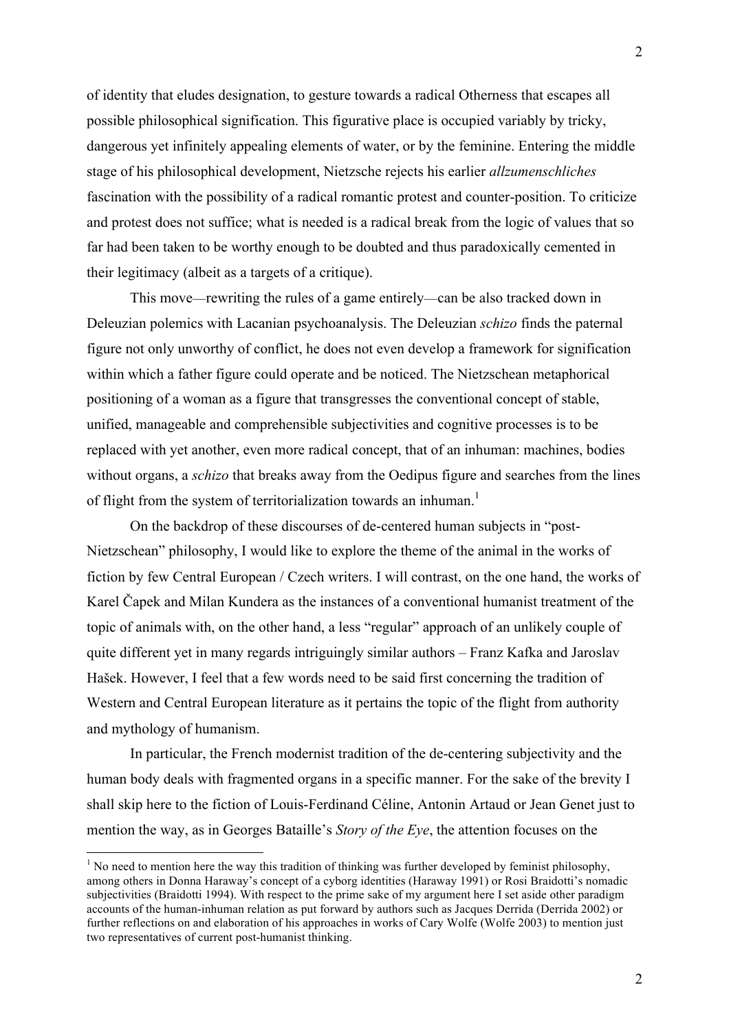of identity that eludes designation, to gesture towards a radical Otherness that escapes all possible philosophical signification. This figurative place is occupied variably by tricky, dangerous yet infinitely appealing elements of water, or by the feminine. Entering the middle stage of his philosophical development, Nietzsche rejects his earlier *allzumenschliches* fascination with the possibility of a radical romantic protest and counter-position. To criticize and protest does not suffice; what is needed is a radical break from the logic of values that so far had been taken to be worthy enough to be doubted and thus paradoxically cemented in their legitimacy (albeit as a targets of a critique).

This move—rewriting the rules of a game entirely—can be also tracked down in Deleuzian polemics with Lacanian psychoanalysis. The Deleuzian *schizo* finds the paternal figure not only unworthy of conflict, he does not even develop a framework for signification within which a father figure could operate and be noticed. The Nietzschean metaphorical positioning of a woman as a figure that transgresses the conventional concept of stable, unified, manageable and comprehensible subjectivities and cognitive processes is to be replaced with yet another, even more radical concept, that of an inhuman: machines, bodies without organs, a *schizo* that breaks away from the Oedipus figure and searches from the lines of flight from the system of territorialization towards an inhuman.[1]

On the backdrop of these discourses of de-centered human subjects in "post-Nietzschean" philosophy, I would like to explore the theme of the animal in the works of fiction by few Central European / Czech writers. I will contrast, on the one hand, the works of Karel Čapek and Milan Kundera as the instances of a conventional humanist treatment of the topic of animals with, on the other hand, a less "regular" approach of an unlikely couple of quite different yet in many regards intriguingly similar authors – Franz Kafka and Jaroslav Hašek. However, I feel that a few words need to be said first concerning the tradition of Western and Central European literature as it pertains the topic of the flight from authority and mythology of humanism.

In particular, the French modernist tradition of the de-centering subjectivity and the human body deals with fragmented organs in a specific manner. For the sake of the brevity I shall skip here to the fiction of Louis-Ferdinand Céline, Antonin Artaud or Jean Genet just to mention the way, as in Georges Bataille's *Story of the Eye*, the attention focuses on the

---

[1] No need to mention here the way this tradition of thinking was further developed by feminist philosophy, among others in Donna Haraway's concept of a cyborg identities (Haraway 1991) or Rosi Braidotti's nomadic subjectivities (Braidotti 1994). With respect to the prime sake of my argument here I set aside other paradigm accounts of the human-inhuman relation as put forward by authors such as Jacques Derrida (Derrida 2002) or further reflections on and elaboration of his approaches in works of Cary Wolfe (Wolfe 2003) to mention just two representatives of current post-humanist thinking.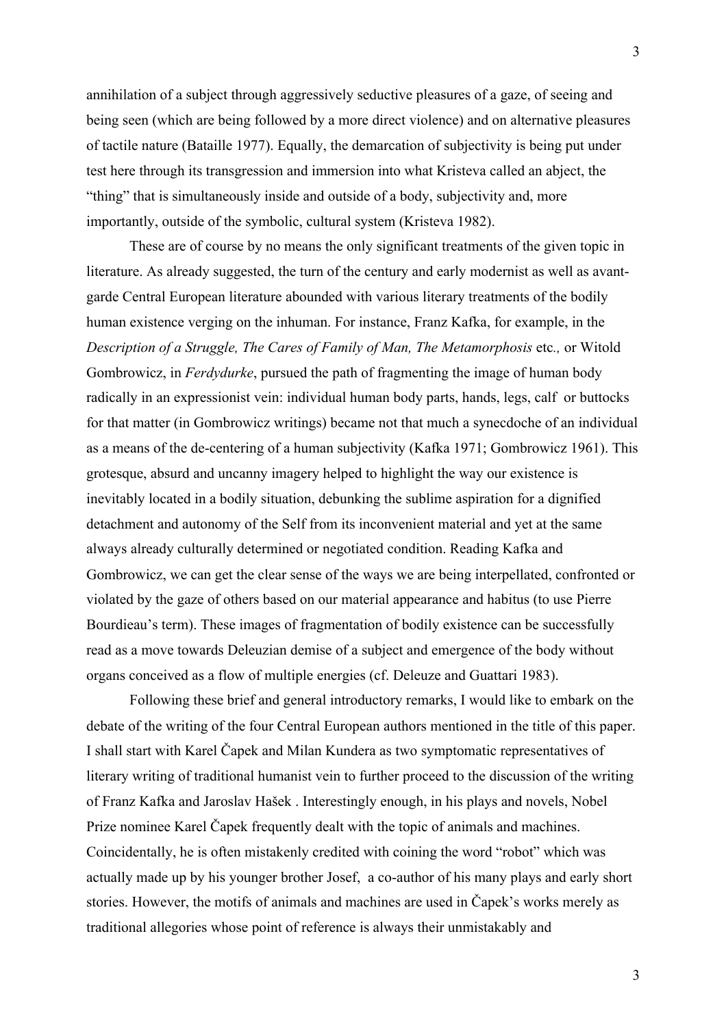annihilation of a subject through aggressively seductive pleasures of a gaze, of seeing and being seen (which are being followed by a more direct violence) and on alternative pleasures of tactile nature (Bataille 1977). Equally, the demarcation of subjectivity is being put under test here through its transgression and immersion into what Kristeva called an abject, the "thing" that is simultaneously inside and outside of a body, subjectivity and, more importantly, outside of the symbolic, cultural system (Kristeva 1982).

These are of course by no means the only significant treatments of the given topic in literature. As already suggested, the turn of the century and early modernist as well as avant-garde Central European literature abounded with various literary treatments of the bodily human existence verging on the inhuman. For instance, Franz Kafka, for example, in the *Description of a Struggle, The Cares of Family of Man, The Metamorphosis* etc*.,* or Witold Gombrowicz, in *Ferdydurke*, pursued the path of fragmenting the image of human body radically in an expressionist vein: individual human body parts, hands, legs, calf or buttocks for that matter (in Gombrowicz writings) became not that much a synecdoche of an individual as a means of the de-centering of a human subjectivity (Kafka 1971; Gombrowicz 1961). This grotesque, absurd and uncanny imagery helped to highlight the way our existence is inevitably located in a bodily situation, debunking the sublime aspiration for a dignified detachment and autonomy of the Self from its inconvenient material and yet at the same always already culturally determined or negotiated condition. Reading Kafka and Gombrowicz, we can get the clear sense of the ways we are being interpellated, confronted or violated by the gaze of others based on our material appearance and habitus (to use Pierre Bourdieau's term). These images of fragmentation of bodily existence can be successfully read as a move towards Deleuzian demise of a subject and emergence of the body without organs conceived as a flow of multiple energies (cf. Deleuze and Guattari 1983).

Following these brief and general introductory remarks, I would like to embark on the debate of the writing of the four Central European authors mentioned in the title of this paper. I shall start with Karel Čapek and Milan Kundera as two symptomatic representatives of literary writing of traditional humanist vein to further proceed to the discussion of the writing of Franz Kafka and Jaroslav Hašek . Interestingly enough, in his plays and novels, Nobel Prize nominee Karel Čapek frequently dealt with the topic of animals and machines. Coincidentally, he is often mistakenly credited with coining the word "robot" which was actually made up by his younger brother Josef, a co-author of his many plays and early short stories. However, the motifs of animals and machines are used in Čapek's works merely as traditional allegories whose point of reference is always their unmistakably and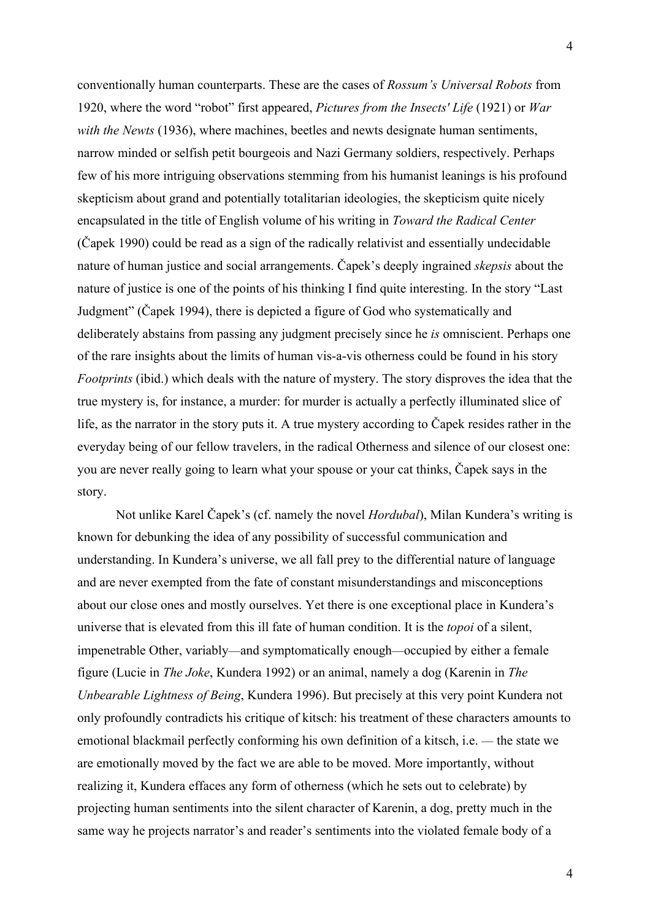conventionally human counterparts. These are the cases of *Rossum's Universal Robots* from 1920, where the word "robot" first appeared, *Pictures from the Insects' Life* (1921) or *War with the Newts* (1936), where machines, beetles and newts designate human sentiments, narrow minded or selfish petit bourgeois and Nazi Germany soldiers, respectively. Perhaps few of his more intriguing observations stemming from his humanist leanings is his profound skepticism about grand and potentially totalitarian ideologies, the skepticism quite nicely encapsulated in the title of English volume of his writing in *Toward the Radical Center* (Čapek 1990) could be read as a sign of the radically relativist and essentially undecidable nature of human justice and social arrangements. Čapek's deeply ingrained *skepsis* about the nature of justice is one of the points of his thinking I find quite interesting. In the story "Last Judgment" (Čapek 1994), there is depicted a figure of God who systematically and deliberately abstains from passing any judgment precisely since he *is* omniscient. Perhaps one of the rare insights about the limits of human vis-a-vis otherness could be found in his story *Footprints* (ibid.) which deals with the nature of mystery. The story disproves the idea that the true mystery is, for instance, a murder: for murder is actually a perfectly illuminated slice of life, as the narrator in the story puts it. A true mystery according to Čapek resides rather in the everyday being of our fellow travelers, in the radical Otherness and silence of our closest one: you are never really going to learn what your spouse or your cat thinks, Čapek says in the story.

Not unlike Karel Čapek's (cf. namely the novel *Hordubal*), Milan Kundera's writing is known for debunking the idea of any possibility of successful communication and understanding. In Kundera's universe, we all fall prey to the differential nature of language and are never exempted from the fate of constant misunderstandings and misconceptions about our close ones and mostly ourselves. Yet there is one exceptional place in Kundera's universe that is elevated from this ill fate of human condition. It is the *topoi* of a silent, impenetrable Other, variably—and symptomatically enough—occupied by either a female figure (Lucie in *The Joke*, Kundera 1992) or an animal, namely a dog (Karenin in *The Unbearable Lightness of Being*, Kundera 1996). But precisely at this very point Kundera not only profoundly contradicts his critique of kitsch: his treatment of these characters amounts to emotional blackmail perfectly conforming his own definition of a kitsch, i.e. — the state we are emotionally moved by the fact we are able to be moved. More importantly, without realizing it, Kundera effaces any form of otherness (which he sets out to celebrate) by projecting human sentiments into the silent character of Karenin, a dog, pretty much in the same way he projects narrator's and reader's sentiments into the violated female body of a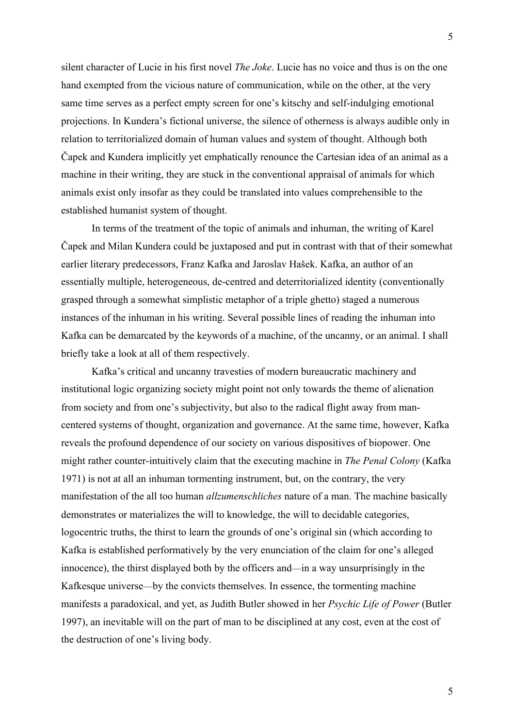silent character of Lucie in his first novel *The Joke*. Lucie has no voice and thus is on the one hand exempted from the vicious nature of communication, while on the other, at the very same time serves as a perfect empty screen for one's kitschy and self-indulging emotional projections. In Kundera's fictional universe, the silence of otherness is always audible only in relation to territorialized domain of human values and system of thought. Although both Čapek and Kundera implicitly yet emphatically renounce the Cartesian idea of an animal as a machine in their writing, they are stuck in the conventional appraisal of animals for which animals exist only insofar as they could be translated into values comprehensible to the established humanist system of thought.

In terms of the treatment of the topic of animals and inhuman, the writing of Karel Čapek and Milan Kundera could be juxtaposed and put in contrast with that of their somewhat earlier literary predecessors, Franz Kafka and Jaroslav Hašek. Kafka, an author of an essentially multiple, heterogeneous, de-centred and deterritorialized identity (conventionally grasped through a somewhat simplistic metaphor of a triple ghetto) staged a numerous instances of the inhuman in his writing. Several possible lines of reading the inhuman into Kafka can be demarcated by the keywords of a machine, of the uncanny, or an animal. I shall briefly take a look at all of them respectively.

Kafka's critical and uncanny travesties of modern bureaucratic machinery and institutional logic organizing society might point not only towards the theme of alienation from society and from one's subjectivity, but also to the radical flight away from man-centered systems of thought, organization and governance. At the same time, however, Kafka reveals the profound dependence of our society on various dispositives of biopower. One might rather counter-intuitively claim that the executing machine in *The Penal Colony* (Kafka 1971) is not at all an inhuman tormenting instrument, but, on the contrary, the very manifestation of the all too human *allzumenschliches* nature of a man. The machine basically demonstrates or materializes the will to knowledge, the will to decidable categories, logocentric truths, the thirst to learn the grounds of one's original sin (which according to Kafka is established performatively by the very enunciation of the claim for one's alleged innocence), the thirst displayed both by the officers and—in a way unsurprisingly in the Kafkesque universe—by the convicts themselves. In essence, the tormenting machine manifests a paradoxical, and yet, as Judith Butler showed in her *Psychic Life of Power* (Butler 1997), an inevitable will on the part of man to be disciplined at any cost, even at the cost of the destruction of one's living body.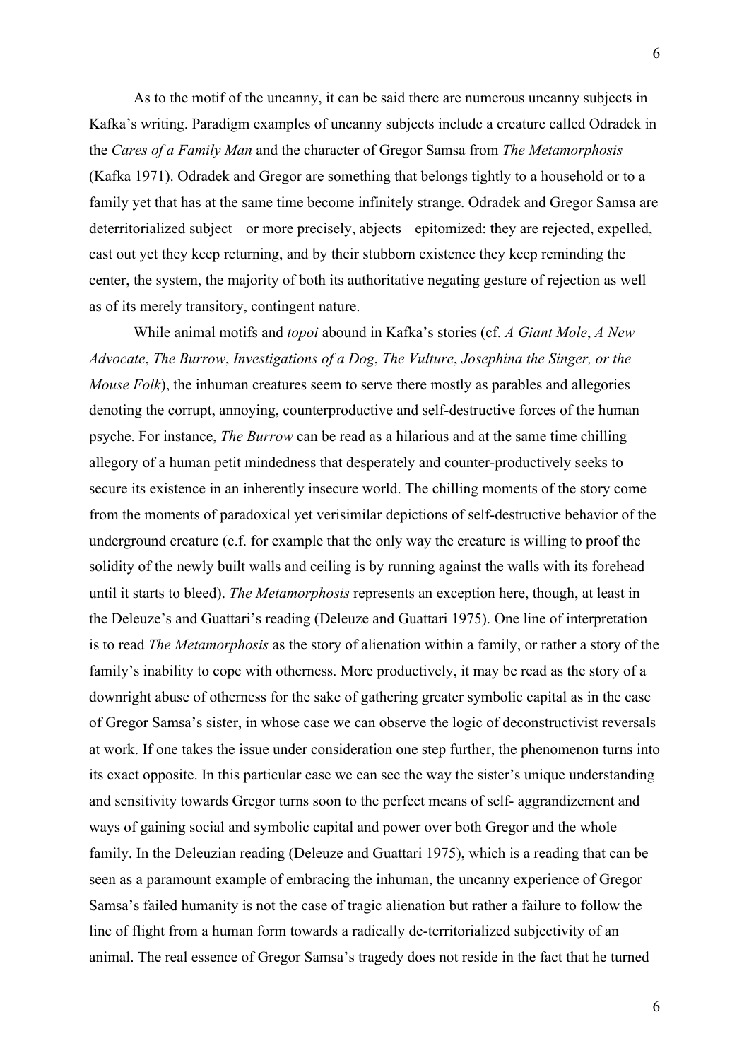As to the motif of the uncanny, it can be said there are numerous uncanny subjects in Kafka's writing. Paradigm examples of uncanny subjects include a creature called Odradek in the *Cares of a Family Man* and the character of Gregor Samsa from *The Metamorphosis* (Kafka 1971). Odradek and Gregor are something that belongs tightly to a household or to a family yet that has at the same time become infinitely strange. Odradek and Gregor Samsa are deterritorialized subject—or more precisely, abjects—epitomized: they are rejected, expelled, cast out yet they keep returning, and by their stubborn existence they keep reminding the center, the system, the majority of both its authoritative negating gesture of rejection as well as of its merely transitory, contingent nature.

While animal motifs and *topoi* abound in Kafka's stories (cf. *A Giant Mole*, *A New Advocate*, *The Burrow*, *Investigations of a Dog*, *The Vulture*, *Josephina the Singer, or the Mouse Folk*), the inhuman creatures seem to serve there mostly as parables and allegories denoting the corrupt, annoying, counterproductive and self-destructive forces of the human psyche. For instance, *The Burrow* can be read as a hilarious and at the same time chilling allegory of a human petit mindedness that desperately and counter-productively seeks to secure its existence in an inherently insecure world. The chilling moments of the story come from the moments of paradoxical yet verisimilar depictions of self-destructive behavior of the underground creature (c.f. for example that the only way the creature is willing to proof the solidity of the newly built walls and ceiling is by running against the walls with its forehead until it starts to bleed). *The Metamorphosis* represents an exception here, though, at least in the Deleuze's and Guattari's reading (Deleuze and Guattari 1975). One line of interpretation is to read *The Metamorphosis* as the story of alienation within a family, or rather a story of the family's inability to cope with otherness. More productively, it may be read as the story of a downright abuse of otherness for the sake of gathering greater symbolic capital as in the case of Gregor Samsa's sister, in whose case we can observe the logic of deconstructivist reversals at work. If one takes the issue under consideration one step further, the phenomenon turns into its exact opposite. In this particular case we can see the way the sister's unique understanding and sensitivity towards Gregor turns soon to the perfect means of self- aggrandizement and ways of gaining social and symbolic capital and power over both Gregor and the whole family. In the Deleuzian reading (Deleuze and Guattari 1975), which is a reading that can be seen as a paramount example of embracing the inhuman, the uncanny experience of Gregor Samsa's failed humanity is not the case of tragic alienation but rather a failure to follow the line of flight from a human form towards a radically de-territorialized subjectivity of an animal. The real essence of Gregor Samsa's tragedy does not reside in the fact that he turned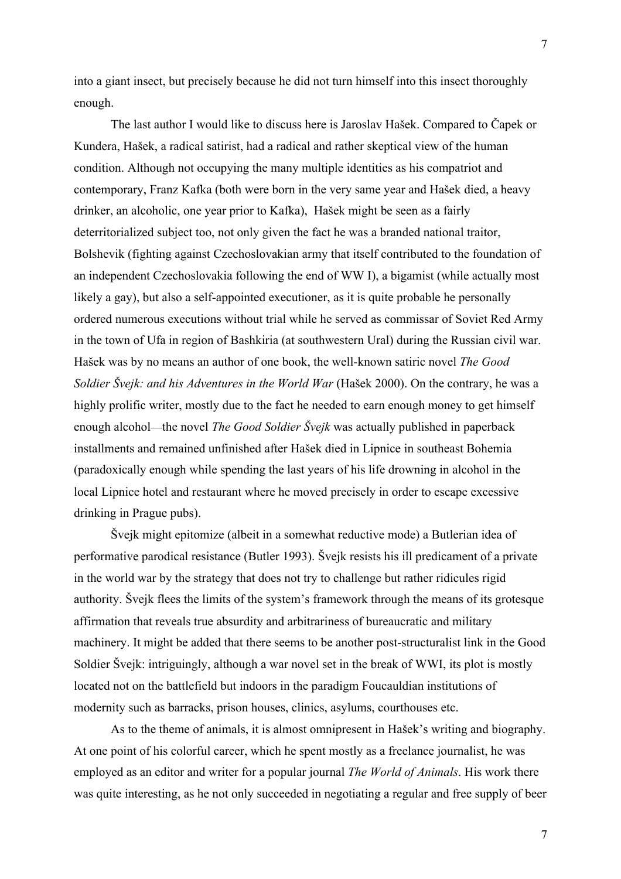into a giant insect, but precisely because he did not turn himself into this insect thoroughly enough.

The last author I would like to discuss here is Jaroslav Hašek. Compared to Čapek or Kundera, Hašek, a radical satirist, had a radical and rather skeptical view of the human condition. Although not occupying the many multiple identities as his compatriot and contemporary, Franz Kafka (both were born in the very same year and Hašek died, a heavy drinker, an alcoholic, one year prior to Kafka), Hašek might be seen as a fairly deterritorialized subject too, not only given the fact he was a branded national traitor, Bolshevik (fighting against Czechoslovakian army that itself contributed to the foundation of an independent Czechoslovakia following the end of WW I), a bigamist (while actually most likely a gay), but also a self-appointed executioner, as it is quite probable he personally ordered numerous executions without trial while he served as commissar of Soviet Red Army in the town of Ufa in region of Bashkiria (at southwestern Ural) during the Russian civil war. Hašek was by no means an author of one book, the well-known satiric novel *The Good Soldier Švejk: and his Adventures in the World War* (Hašek 2000). On the contrary, he was a highly prolific writer, mostly due to the fact he needed to earn enough money to get himself enough alcohol—the novel *The Good Soldier Švejk* was actually published in paperback installments and remained unfinished after Hašek died in Lipnice in southeast Bohemia (paradoxically enough while spending the last years of his life drowning in alcohol in the local Lipnice hotel and restaurant where he moved precisely in order to escape excessive drinking in Prague pubs).

Švejk might epitomize (albeit in a somewhat reductive mode) a Butlerian idea of performative parodical resistance (Butler 1993). Švejk resists his ill predicament of a private in the world war by the strategy that does not try to challenge but rather ridicules rigid authority. Švejk flees the limits of the system's framework through the means of its grotesque affirmation that reveals true absurdity and arbitrariness of bureaucratic and military machinery. It might be added that there seems to be another post-structuralist link in the Good Soldier Švejk: intriguingly, although a war novel set in the break of WWI, its plot is mostly located not on the battlefield but indoors in the paradigm Foucauldian institutions of modernity such as barracks, prison houses, clinics, asylums, courthouses etc.

As to the theme of animals, it is almost omnipresent in Hašek's writing and biography. At one point of his colorful career, which he spent mostly as a freelance journalist, he was employed as an editor and writer for a popular journal *The World of Animals*. His work there was quite interesting, as he not only succeeded in negotiating a regular and free supply of beer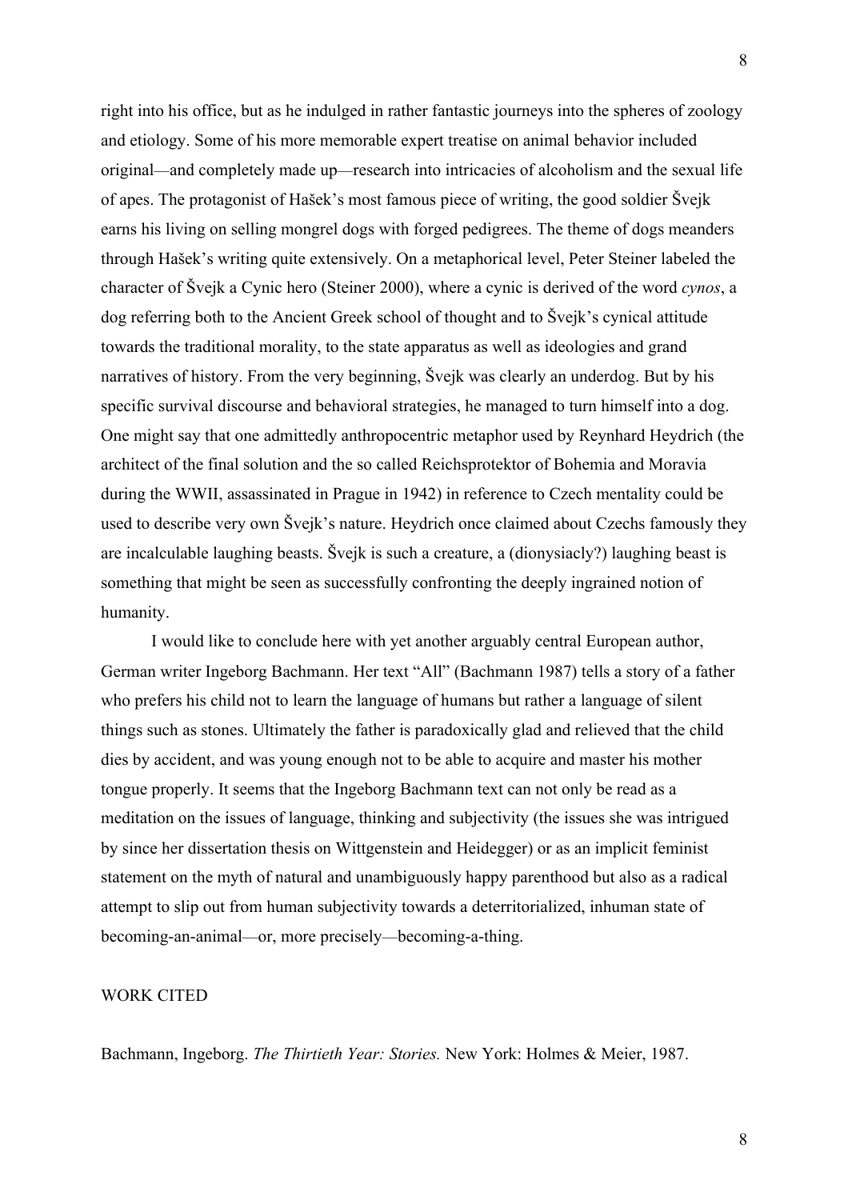right into his office, but as he indulged in rather fantastic journeys into the spheres of zoology and etiology. Some of his more memorable expert treatise on animal behavior included original—and completely made up—research into intricacies of alcoholism and the sexual life of apes. The protagonist of Hašek's most famous piece of writing, the good soldier Švejk earns his living on selling mongrel dogs with forged pedigrees. The theme of dogs meanders through Hašek's writing quite extensively. On a metaphorical level, Peter Steiner labeled the character of Švejk a Cynic hero (Steiner 2000), where a cynic is derived of the word *cynos*, a dog referring both to the Ancient Greek school of thought and to Švejk's cynical attitude towards the traditional morality, to the state apparatus as well as ideologies and grand narratives of history. From the very beginning, Švejk was clearly an underdog. But by his specific survival discourse and behavioral strategies, he managed to turn himself into a dog. One might say that one admittedly anthropocentric metaphor used by Reynhard Heydrich (the architect of the final solution and the so called Reichsprotektor of Bohemia and Moravia during the WWII, assassinated in Prague in 1942) in reference to Czech mentality could be used to describe very own Švejk's nature. Heydrich once claimed about Czechs famously they are incalculable laughing beasts. Švejk is such a creature, a (dionysiacly?) laughing beast is something that might be seen as successfully confronting the deeply ingrained notion of humanity.

I would like to conclude here with yet another arguably central European author, German writer Ingeborg Bachmann. Her text "All" (Bachmann 1987) tells a story of a father who prefers his child not to learn the language of humans but rather a language of silent things such as stones. Ultimately the father is paradoxically glad and relieved that the child dies by accident, and was young enough not to be able to acquire and master his mother tongue properly. It seems that the Ingeborg Bachmann text can not only be read as a meditation on the issues of language, thinking and subjectivity (the issues she was intrigued by since her dissertation thesis on Wittgenstein and Heidegger) or as an implicit feminist statement on the myth of natural and unambiguously happy parenthood but also as a radical attempt to slip out from human subjectivity towards a deterritorialized, inhuman state of becoming-an-animal—or, more precisely—becoming-a-thing.

## WORK CITED

Bachmann, Ingeborg. *The Thirtieth Year: Stories.* New York: Holmes & Meier, 1987.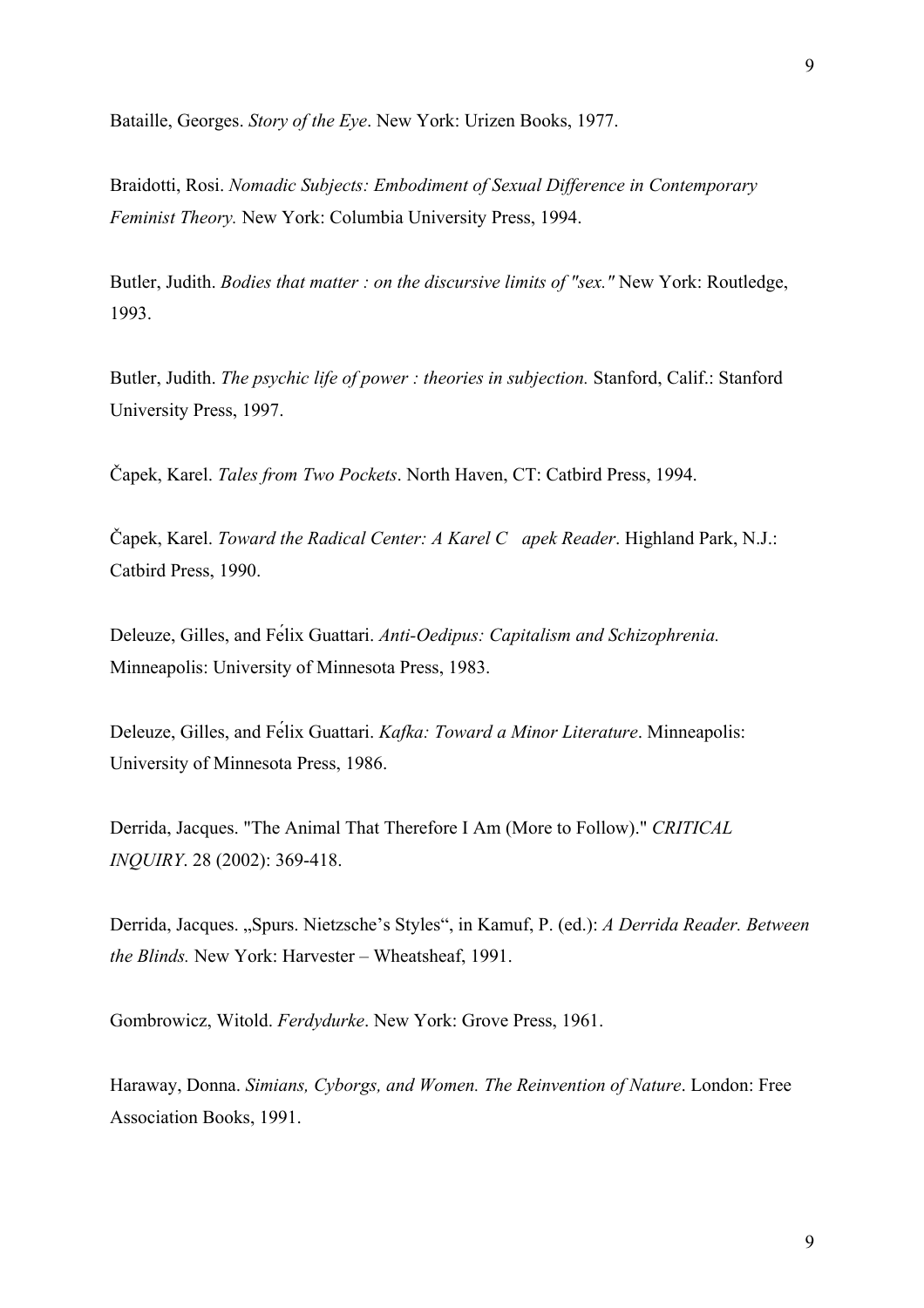Bataille, Georges. *Story of the Eye*. New York: Urizen Books, 1977.

Braidotti, Rosi. *Nomadic Subjects: Embodiment of Sexual Difference in Contemporary Feminist Theory.* New York: Columbia University Press, 1994.

Butler, Judith. *Bodies that matter : on the discursive limits of "sex."* New York: Routledge, 1993.

Butler, Judith. *The psychic life of power : theories in subjection.* Stanford, Calif.: Stanford University Press, 1997.

Čapek, Karel. *Tales from Two Pockets*. North Haven, CT: Catbird Press, 1994.

Čapek, Karel. *Toward the Radical Center: A Karel C apek Reader*. Highland Park, N.J.: Catbird Press, 1990.

Deleuze, Gilles, and Félix Guattari. *Anti-Oedipus: Capitalism and Schizophrenia.* Minneapolis: University of Minnesota Press, 1983.

Deleuze, Gilles, and Félix Guattari. *Kafka: Toward a Minor Literature*. Minneapolis: University of Minnesota Press, 1986.

Derrida, Jacques. "The Animal That Therefore I Am (More to Follow)." *CRITICAL INQUIRY*. 28 (2002): 369-418.

Derrida, Jacques. „Spurs. Nietzsche's Styles", in Kamuf, P. (ed.): *A Derrida Reader. Between the Blinds.* New York: Harvester – Wheatsheaf, 1991.

Gombrowicz, Witold. *Ferdydurke*. New York: Grove Press, 1961.

Haraway, Donna. *Simians, Cyborgs, and Women. The Reinvention of Nature*. London: Free Association Books, 1991.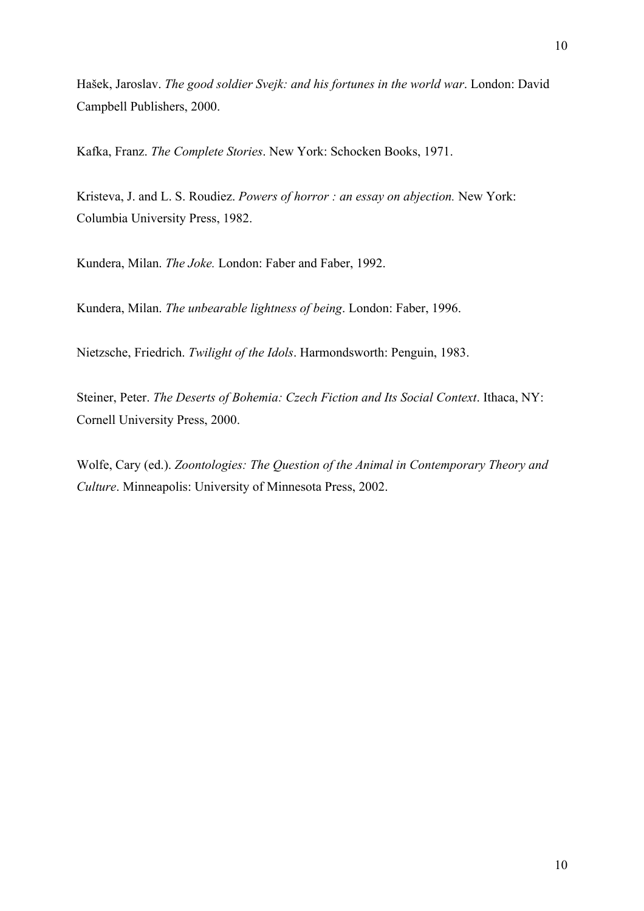Hašek, Jaroslav. *The good soldier Svejk: and his fortunes in the world war*. London: David Campbell Publishers, 2000.

Kafka, Franz. *The Complete Stories*. New York: Schocken Books, 1971.

Kristeva, J. and L. S. Roudiez. *Powers of horror : an essay on abjection.* New York: Columbia University Press, 1982.

Kundera, Milan. *The Joke.* London: Faber and Faber, 1992.

Kundera, Milan. *The unbearable lightness of being*. London: Faber, 1996.

Nietzsche, Friedrich. *Twilight of the Idols*. Harmondsworth: Penguin, 1983.

Steiner, Peter. *The Deserts of Bohemia: Czech Fiction and Its Social Context*. Ithaca, NY: Cornell University Press, 2000.

Wolfe, Cary (ed.). *Zoontologies: The Question of the Animal in Contemporary Theory and Culture*. Minneapolis: University of Minnesota Press, 2002.